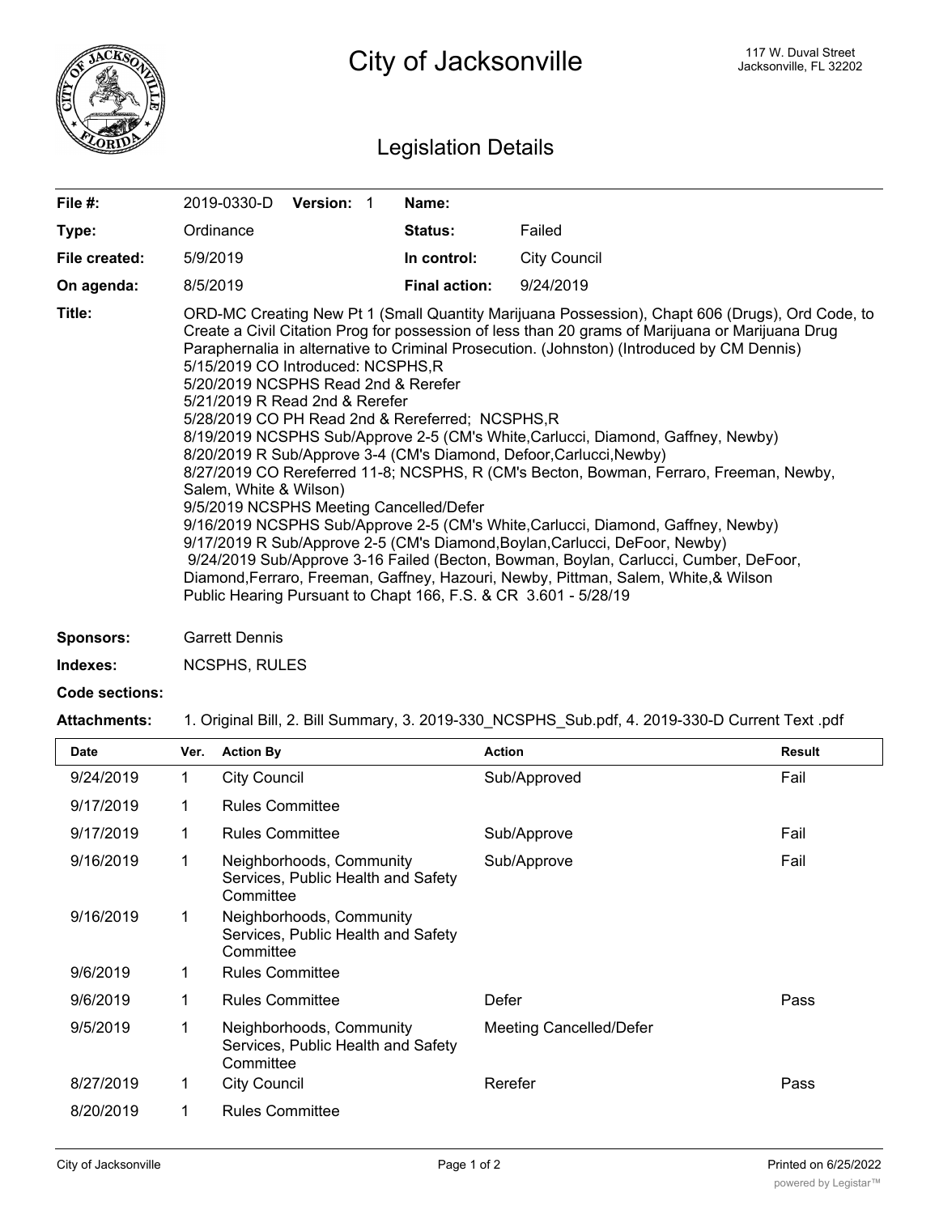# City of Jacksonville

117 W. Duval Street
Jacksonville, FL 32202

## Legislation Details

| | | | |
|---|---|---|---|
| **File #:** | 2019-0330-D **Version:** 1 | **Name:** | |
| **Type:** | Ordinance | **Status:** | Failed |
| **File created:** | 5/9/2019 | **In control:** | City Council |
| **On agenda:** | 8/5/2019 | **Final action:** | 9/24/2019 |

**Title:** ORD-MC Creating New Pt 1 (Small Quantity Marijuana Possession), Chapt 606 (Drugs), Ord Code, to Create a Civil Citation Prog for possession of less than 20 grams of Marijuana or Marijuana Drug Paraphernalia in alternative to Criminal Prosecution. (Johnston) (Introduced by CM Dennis)
5/15/2019 CO Introduced: NCSPHS,R
5/20/2019 NCSPHS Read 2nd & Rerefer
5/21/2019 R Read 2nd & Rerefer
5/28/2019 CO PH Read 2nd & Rereferred; NCSPHS,R
8/19/2019 NCSPHS Sub/Approve 2-5 (CM's White,Carlucci, Diamond, Gaffney, Newby)
8/20/2019 R Sub/Approve 3-4 (CM's Diamond, Defoor,Carlucci,Newby)
8/27/2019 CO Rereferred 11-8; NCSPHS, R (CM's Becton, Bowman, Ferraro, Freeman, Newby, Salem, White & Wilson)
9/5/2019 NCSPHS Meeting Cancelled/Defer
9/16/2019 NCSPHS Sub/Approve 2-5 (CM's White,Carlucci, Diamond, Gaffney, Newby)
9/17/2019 R Sub/Approve 2-5 (CM's Diamond,Boylan,Carlucci, DeFoor, Newby)
9/24/2019 Sub/Approve 3-16 Failed (Becton, Bowman, Boylan, Carlucci, Cumber, DeFoor, Diamond,Ferraro, Freeman, Gaffney, Hazouri, Newby, Pittman, Salem, White,& Wilson
Public Hearing Pursuant to Chapt 166, F.S. & CR 3.601 - 5/28/19

**Sponsors:** Garrett Dennis

**Indexes:** NCSPHS, RULES

**Code sections:**

**Attachments:** 1. Original Bill, 2. Bill Summary, 3. 2019-330_NCSPHS_Sub.pdf, 4. 2019-330-D Current Text .pdf

| Date | Ver. | Action By | Action | Result |
|---|---|---|---|---|
| 9/24/2019 | 1 | City Council | Sub/Approved | Fail |
| 9/17/2019 | 1 | Rules Committee | | |
| 9/17/2019 | 1 | Rules Committee | Sub/Approve | Fail |
| 9/16/2019 | 1 | Neighborhoods, Community Services, Public Health and Safety Committee | Sub/Approve | Fail |
| 9/16/2019 | 1 | Neighborhoods, Community Services, Public Health and Safety Committee | | |
| 9/6/2019 | 1 | Rules Committee | | |
| 9/6/2019 | 1 | Rules Committee | Defer | Pass |
| 9/5/2019 | 1 | Neighborhoods, Community Services, Public Health and Safety Committee | Meeting Cancelled/Defer | |
| 8/27/2019 | 1 | City Council | Rerefer | Pass |
| 8/20/2019 | 1 | Rules Committee | | |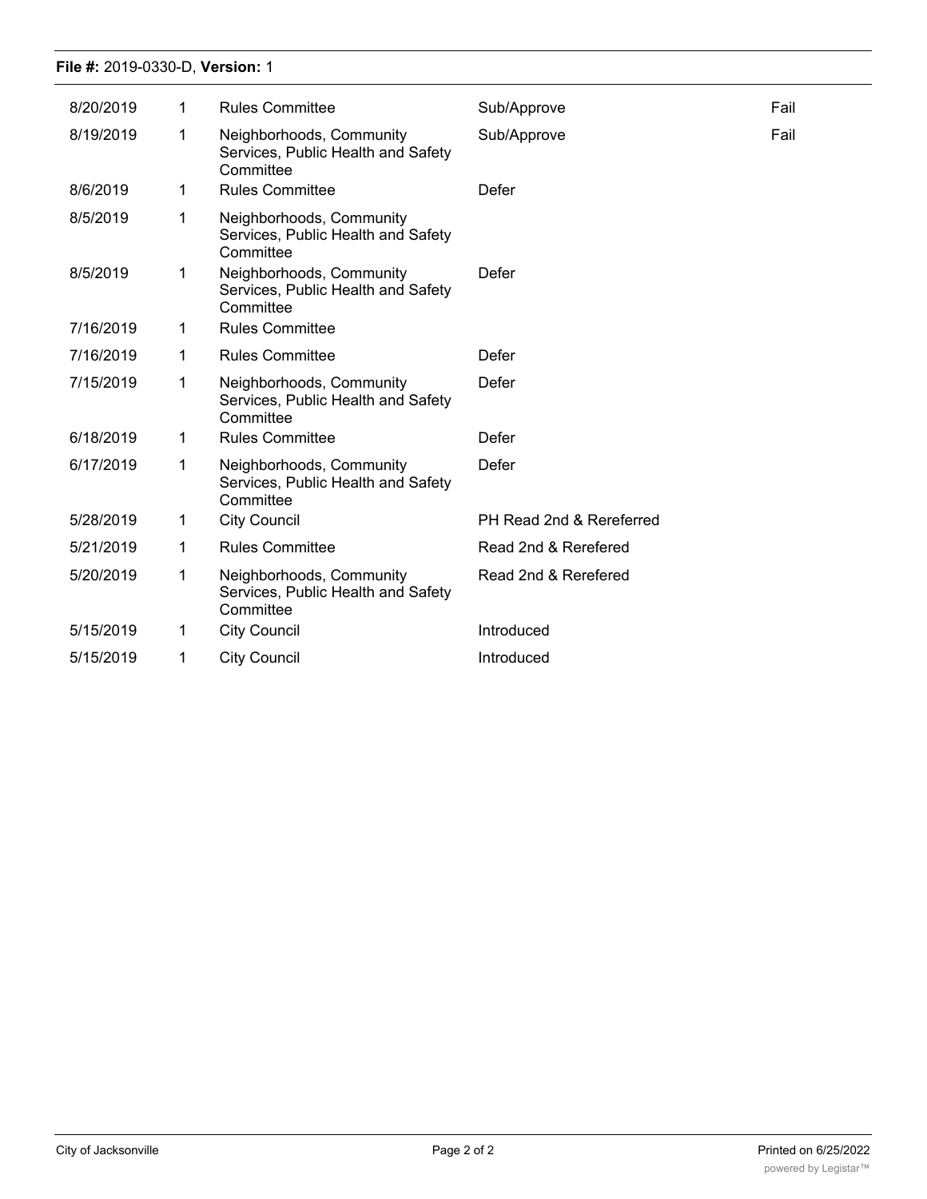**File #:** 2019-0330-D, **Version:** 1

| | | | | |
|---|---|---|---|---|
| 8/20/2019 | 1 | Rules Committee | Sub/Approve | Fail |
| 8/19/2019 | 1 | Neighborhoods, Community Services, Public Health and Safety Committee | Sub/Approve | Fail |
| 8/6/2019 | 1 | Rules Committee | Defer | |
| 8/5/2019 | 1 | Neighborhoods, Community Services, Public Health and Safety Committee | | |
| 8/5/2019 | 1 | Neighborhoods, Community Services, Public Health and Safety Committee | Defer | |
| 7/16/2019 | 1 | Rules Committee | | |
| 7/16/2019 | 1 | Rules Committee | Defer | |
| 7/15/2019 | 1 | Neighborhoods, Community Services, Public Health and Safety Committee | Defer | |
| 6/18/2019 | 1 | Rules Committee | Defer | |
| 6/17/2019 | 1 | Neighborhoods, Community Services, Public Health and Safety Committee | Defer | |
| 5/28/2019 | 1 | City Council | PH Read 2nd & Rereferred | |
| 5/21/2019 | 1 | Rules Committee | Read 2nd & Rerefered | |
| 5/20/2019 | 1 | Neighborhoods, Community Services, Public Health and Safety Committee | Read 2nd & Rerefered | |
| 5/15/2019 | 1 | City Council | Introduced | |
| 5/15/2019 | 1 | City Council | Introduced | |